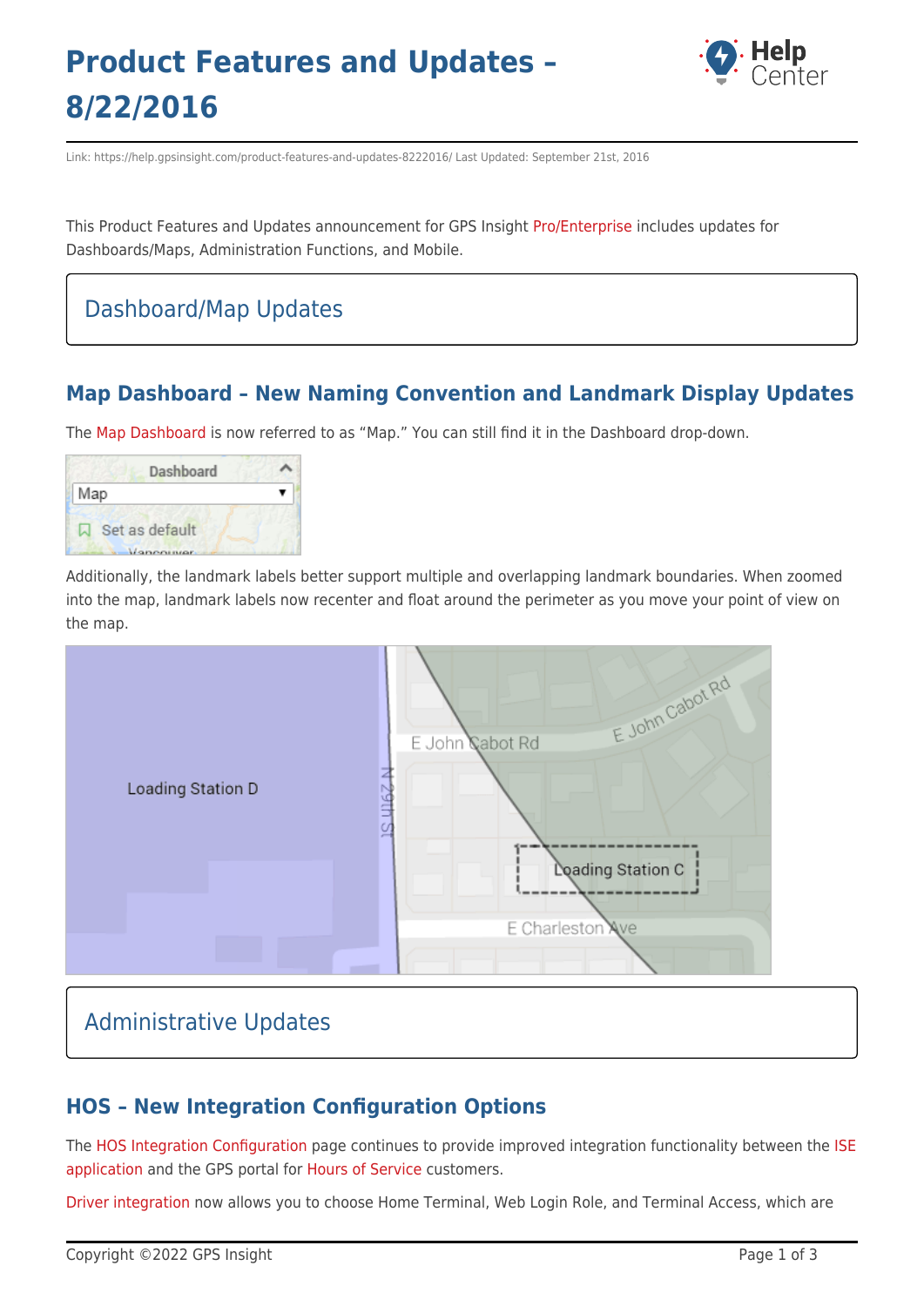# Product Features and Updates – 8/22/2016

Link: https://help.gpsinsight.com/product-features-and-updates-8222016/ Last Updated: September 21st, 2016

This Product Features and Updates announcement for GPS Insight Pro/Enterprise includes updates for Dashboards/Maps, Administration Functions, and Mobile.

## Dashboard/Map Updates

### Map Dashboard – New Naming Convention and Landmark Display Updates

The Map Dashboard is now referred to as "Map." You can still find it in the Dashboard drop-down.

Additionally, the landmark labels better support multiple and overlapping landmark boundaries. When zoomed into the map, landmark labels now recenter and float around the perimeter as you move your point of view on the map.

## Administrative Updates

### HOS – New Integration Configuration Options

The HOS Integration Configuration page continues to provide improved integration functionality between the ISE application and the GPS portal for Hours of Service customers.

Driver integration now allows you to choose Home Terminal, Web Login Role, and Terminal Access, which are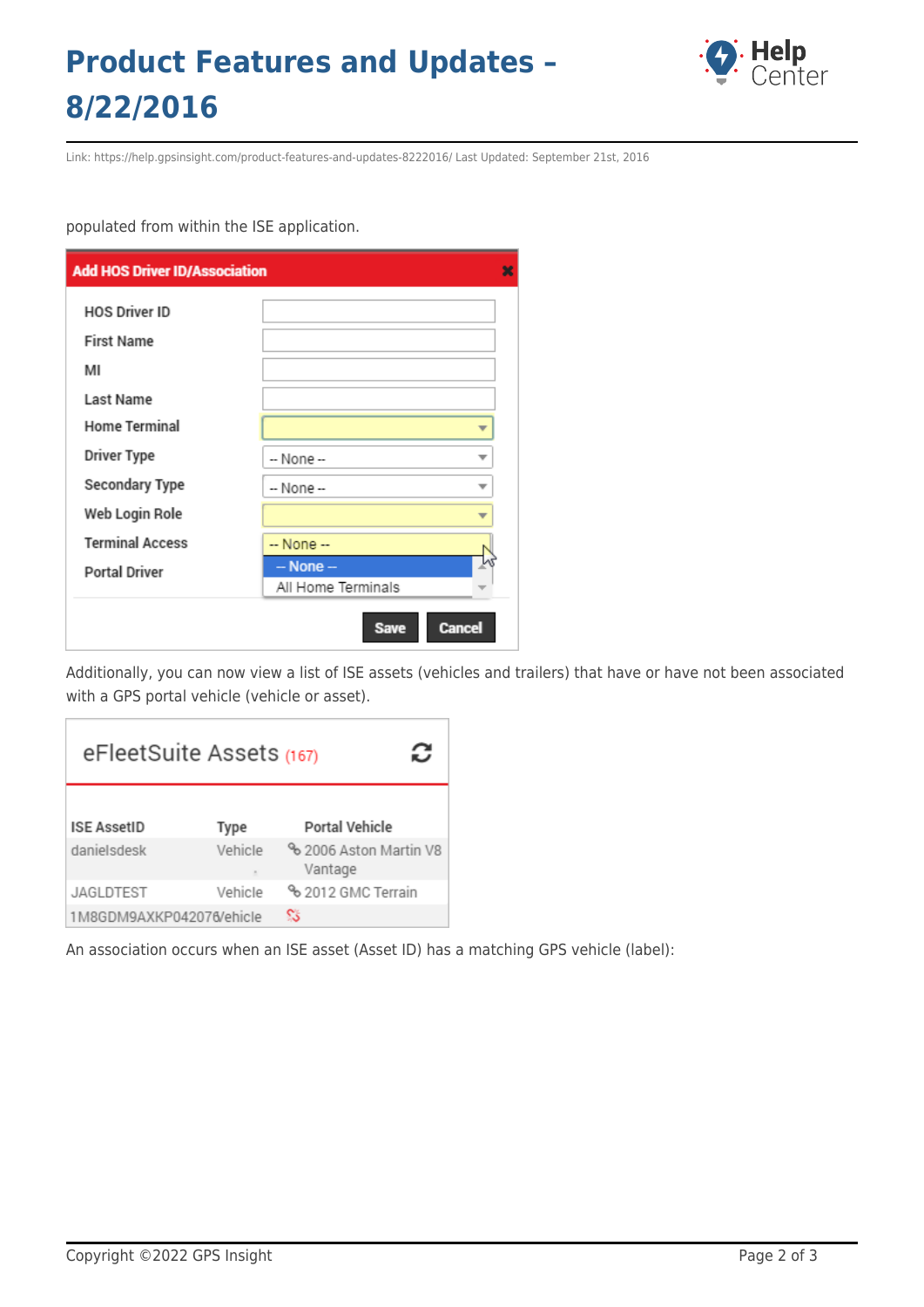populated from within the ISE application.

Additionally, you can now view a list of ISE assets (vehicles and trailers) that have or have not been associated with a GPS portal vehicle (vehicle or asset).

An association occurs when an ISE asset (Asset ID) has a matching GPS vehicle (label):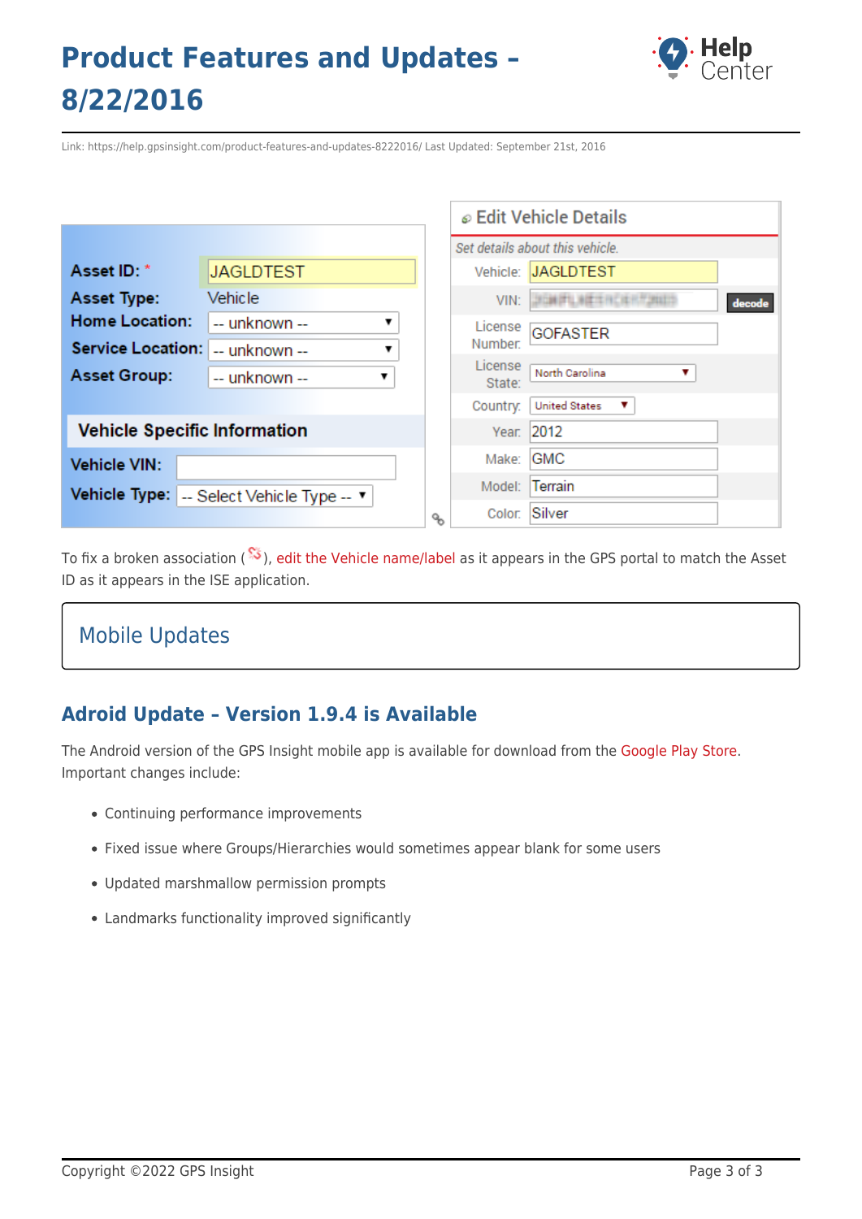To fix a broken association ( ), edit the Vehicle name/label as it appears in the GPS portal to match the Asset ID as it appears in the ISE application.

## Mobile Updates

### Adroid Update – Version 1.9.4 is Available

The Android version of the GPS Insight mobile app is available for download from the Google Play Store. Important changes include:

- Continuing performance improvements
- Fixed issue where Groups/Hierarchies would sometimes appear blank for some users
- Updated marshmallow permission prompts
- Landmarks functionality improved significantly